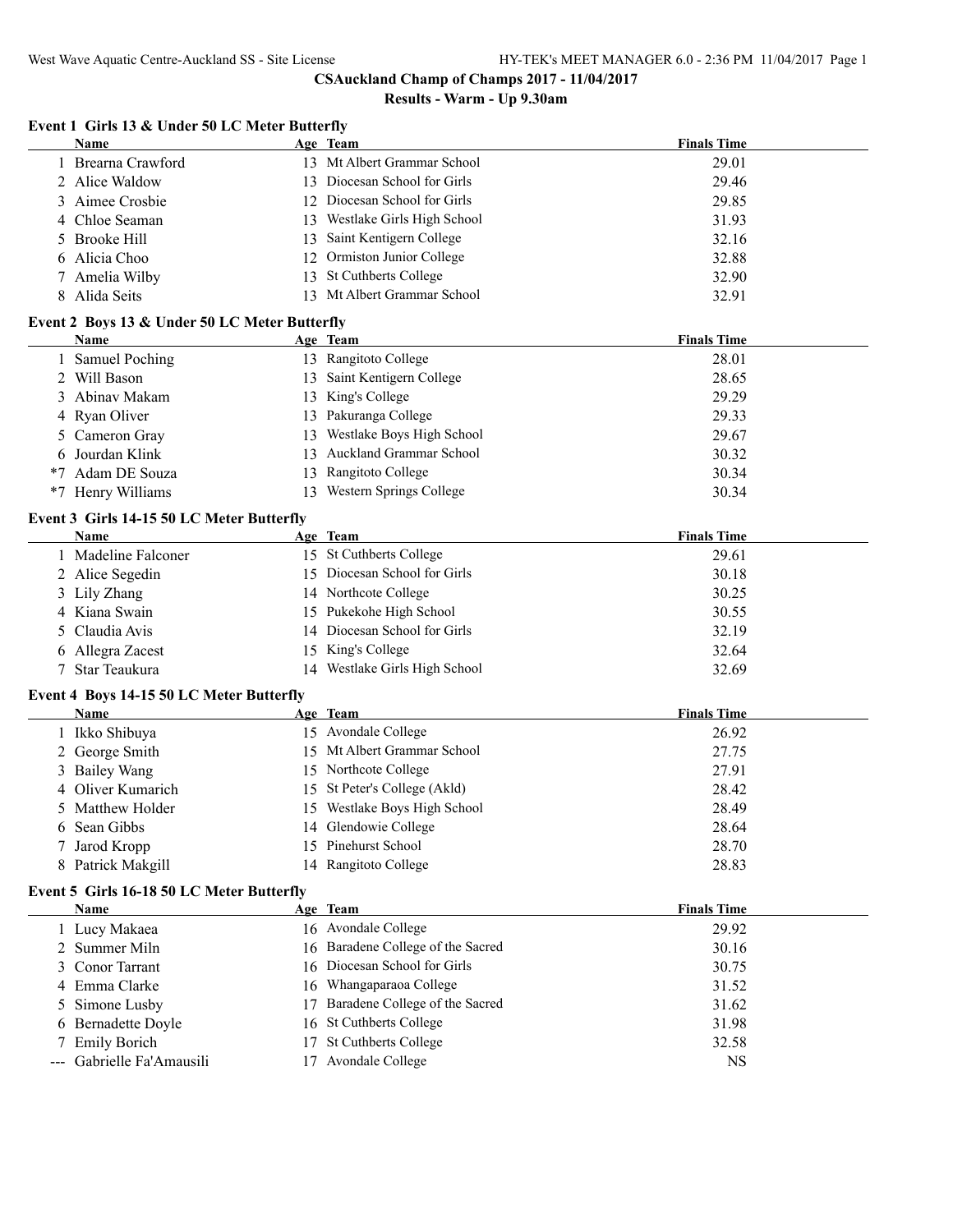# CSAuckland Champ of Champs 2017 - 11/04/2017

## Results - Warm - Up 9.30am

### Event 1 Girls 13 & Under 50 LC Meter Butterfly

| | Name | Age | Team | Finals Time |
|---|---|---|---|---|
| 1 | Brearna Crawford | 13 | Mt Albert Grammar School | 29.01 |
| 2 | Alice Waldow | 13 | Diocesan School for Girls | 29.46 |
| 3 | Aimee Crosbie | 12 | Diocesan School for Girls | 29.85 |
| 4 | Chloe Seaman | 13 | Westlake Girls High School | 31.93 |
| 5 | Brooke Hill | 13 | Saint Kentigern College | 32.16 |
| 6 | Alicia Choo | 12 | Ormiston Junior College | 32.88 |
| 7 | Amelia Wilby | 13 | St Cuthberts College | 32.90 |
| 8 | Alida Seits | 13 | Mt Albert Grammar School | 32.91 |

### Event 2 Boys 13 & Under 50 LC Meter Butterfly

| | Name | Age | Team | Finals Time |
|---|---|---|---|---|
| 1 | Samuel Poching | 13 | Rangitoto College | 28.01 |
| 2 | Will Bason | 13 | Saint Kentigern College | 28.65 |
| 3 | Abinav Makam | 13 | King's College | 29.29 |
| 4 | Ryan Oliver | 13 | Pakuranga College | 29.33 |
| 5 | Cameron Gray | 13 | Westlake Boys High School | 29.67 |
| 6 | Jourdan Klink | 13 | Auckland Grammar School | 30.32 |
| *7 | Adam DE Souza | 13 | Rangitoto College | 30.34 |
| *7 | Henry Williams | 13 | Western Springs College | 30.34 |

### Event 3 Girls 14-15 50 LC Meter Butterfly

| | Name | Age | Team | Finals Time |
|---|---|---|---|---|
| 1 | Madeline Falconer | 15 | St Cuthberts College | 29.61 |
| 2 | Alice Segedin | 15 | Diocesan School for Girls | 30.18 |
| 3 | Lily Zhang | 14 | Northcote College | 30.25 |
| 4 | Kiana Swain | 15 | Pukekohe High School | 30.55 |
| 5 | Claudia Avis | 14 | Diocesan School for Girls | 32.19 |
| 6 | Allegra Zacest | 15 | King's College | 32.64 |
| 7 | Star Teaukura | 14 | Westlake Girls High School | 32.69 |

### Event 4 Boys 14-15 50 LC Meter Butterfly

| | Name | Age | Team | Finals Time |
|---|---|---|---|---|
| 1 | Ikko Shibuya | 15 | Avondale College | 26.92 |
| 2 | George Smith | 15 | Mt Albert Grammar School | 27.75 |
| 3 | Bailey Wang | 15 | Northcote College | 27.91 |
| 4 | Oliver Kumarich | 15 | St Peter's College (Akld) | 28.42 |
| 5 | Matthew Holder | 15 | Westlake Boys High School | 28.49 |
| 6 | Sean Gibbs | 14 | Glendowie College | 28.64 |
| 7 | Jarod Kropp | 15 | Pinehurst School | 28.70 |
| 8 | Patrick Makgill | 14 | Rangitoto College | 28.83 |

### Event 5 Girls 16-18 50 LC Meter Butterfly

| | Name | Age | Team | Finals Time |
|---|---|---|---|---|
| 1 | Lucy Makaea | 16 | Avondale College | 29.92 |
| 2 | Summer Miln | 16 | Baradene College of the Sacred | 30.16 |
| 3 | Conor Tarrant | 16 | Diocesan School for Girls | 30.75 |
| 4 | Emma Clarke | 16 | Whangaparaoa College | 31.52 |
| 5 | Simone Lusby | 17 | Baradene College of the Sacred | 31.62 |
| 6 | Bernadette Doyle | 16 | St Cuthberts College | 31.98 |
| 7 | Emily Borich | 17 | St Cuthberts College | 32.58 |
| --- | Gabrielle Fa'Amausili | 17 | Avondale College | NS |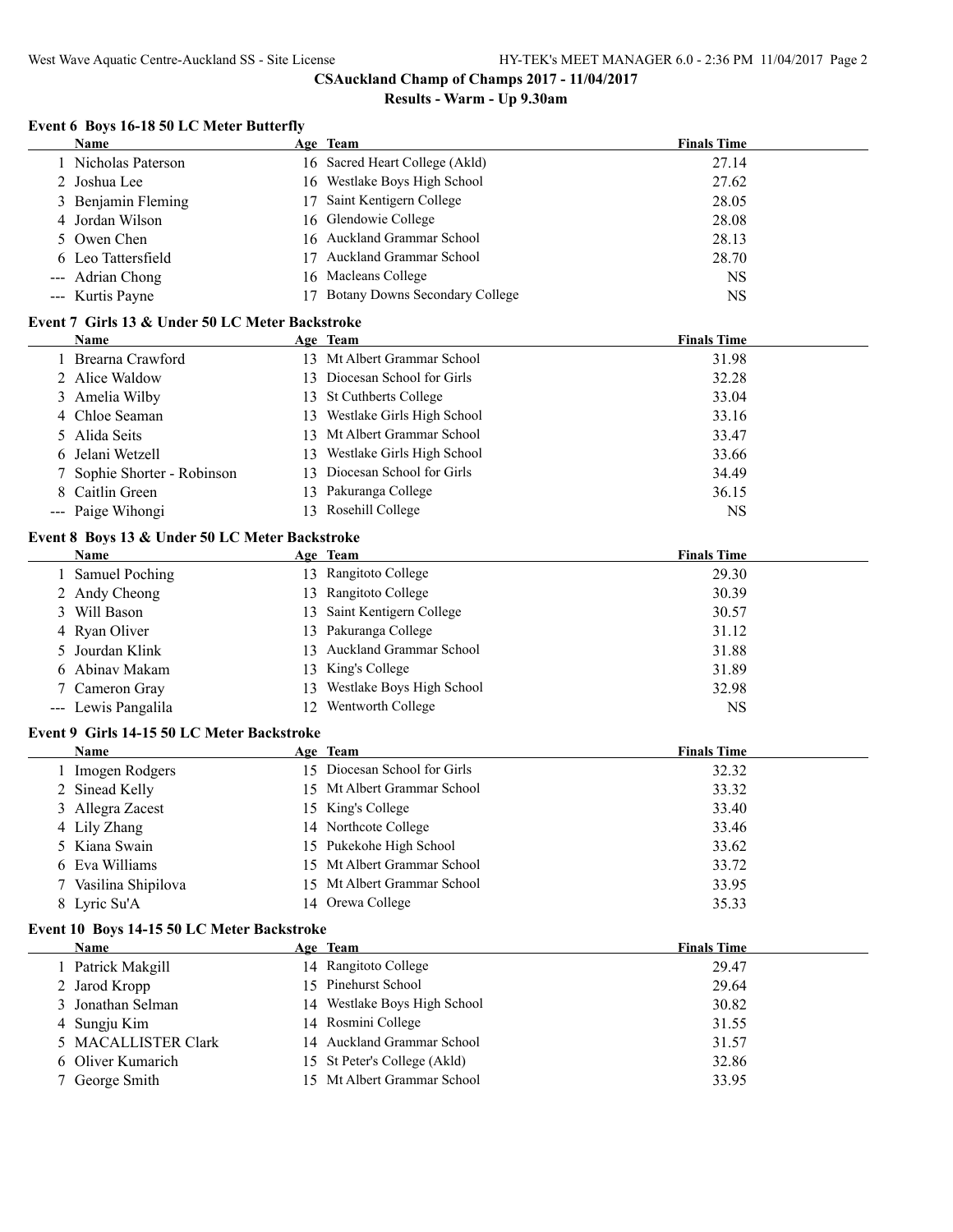## CSAuckland Champ of Champs 2017 - 11/04/2017

### Results - Warm - Up 9.30am

#### Event 6 Boys 16-18 50 LC Meter Butterfly

| | Name | Age | Team | Finals Time |
|---|---|---|---|---|
| 1 | Nicholas Paterson | 16 | Sacred Heart College (Akld) | 27.14 |
| 2 | Joshua Lee | 16 | Westlake Boys High School | 27.62 |
| 3 | Benjamin Fleming | 17 | Saint Kentigern College | 28.05 |
| 4 | Jordan Wilson | 16 | Glendowie College | 28.08 |
| 5 | Owen Chen | 16 | Auckland Grammar School | 28.13 |
| 6 | Leo Tattersfield | 17 | Auckland Grammar School | 28.70 |
| --- | Adrian Chong | 16 | Macleans College | NS |
| --- | Kurtis Payne | 17 | Botany Downs Secondary College | NS |

#### Event 7 Girls 13 & Under 50 LC Meter Backstroke

| | Name | Age | Team | Finals Time |
|---|---|---|---|---|
| 1 | Brearna Crawford | 13 | Mt Albert Grammar School | 31.98 |
| 2 | Alice Waldow | 13 | Diocesan School for Girls | 32.28 |
| 3 | Amelia Wilby | 13 | St Cuthberts College | 33.04 |
| 4 | Chloe Seaman | 13 | Westlake Girls High School | 33.16 |
| 5 | Alida Seits | 13 | Mt Albert Grammar School | 33.47 |
| 6 | Jelani Wetzell | 13 | Westlake Girls High School | 33.66 |
| 7 | Sophie Shorter - Robinson | 13 | Diocesan School for Girls | 34.49 |
| 8 | Caitlin Green | 13 | Pakuranga College | 36.15 |
| --- | Paige Wihongi | 13 | Rosehill College | NS |

#### Event 8 Boys 13 & Under 50 LC Meter Backstroke

| | Name | Age | Team | Finals Time |
|---|---|---|---|---|
| 1 | Samuel Poching | 13 | Rangitoto College | 29.30 |
| 2 | Andy Cheong | 13 | Rangitoto College | 30.39 |
| 3 | Will Bason | 13 | Saint Kentigern College | 30.57 |
| 4 | Ryan Oliver | 13 | Pakuranga College | 31.12 |
| 5 | Jourdan Klink | 13 | Auckland Grammar School | 31.88 |
| 6 | Abinav Makam | 13 | King's College | 31.89 |
| 7 | Cameron Gray | 13 | Westlake Boys High School | 32.98 |
| --- | Lewis Pangalila | 12 | Wentworth College | NS |

#### Event 9 Girls 14-15 50 LC Meter Backstroke

| | Name | Age | Team | Finals Time |
|---|---|---|---|---|
| 1 | Imogen Rodgers | 15 | Diocesan School for Girls | 32.32 |
| 2 | Sinead Kelly | 15 | Mt Albert Grammar School | 33.32 |
| 3 | Allegra Zacest | 15 | King's College | 33.40 |
| 4 | Lily Zhang | 14 | Northcote College | 33.46 |
| 5 | Kiana Swain | 15 | Pukekohe High School | 33.62 |
| 6 | Eva Williams | 15 | Mt Albert Grammar School | 33.72 |
| 7 | Vasilina Shipilova | 15 | Mt Albert Grammar School | 33.95 |
| 8 | Lyric Su'A | 14 | Orewa College | 35.33 |

#### Event 10 Boys 14-15 50 LC Meter Backstroke

| | Name | Age | Team | Finals Time |
|---|---|---|---|---|
| 1 | Patrick Makgill | 14 | Rangitoto College | 29.47 |
| 2 | Jarod Kropp | 15 | Pinehurst School | 29.64 |
| 3 | Jonathan Selman | 14 | Westlake Boys High School | 30.82 |
| 4 | Sungju Kim | 14 | Rosmini College | 31.55 |
| 5 | MACALLISTER Clark | 14 | Auckland Grammar School | 31.57 |
| 6 | Oliver Kumarich | 15 | St Peter's College (Akld) | 32.86 |
| 7 | George Smith | 15 | Mt Albert Grammar School | 33.95 |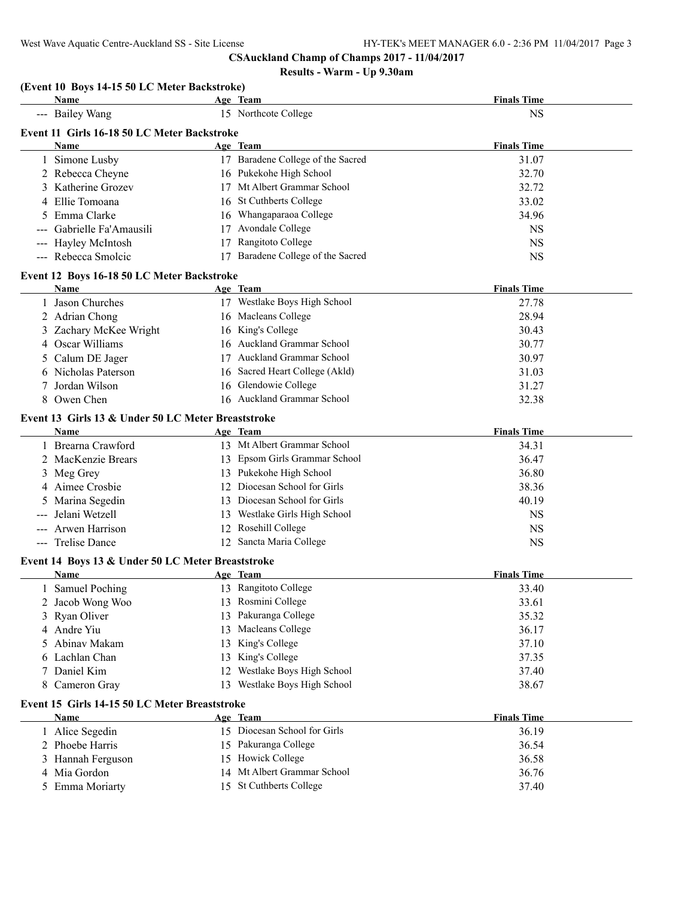**CSAuckland Champ of Champs 2017 - 11/04/2017**

**Results - Warm - Up 9.30am**

### (Event 10 Boys 14-15 50 LC Meter Backstroke)

| | Name | Age | Team | Finals Time |
|---|---|---|---|---|
| --- | Bailey Wang | 15 | Northcote College | NS |

### Event 11 Girls 16-18 50 LC Meter Backstroke

| | Name | Age | Team | Finals Time |
|---|---|---|---|---|
| 1 | Simone Lusby | 17 | Baradene College of the Sacred | 31.07 |
| 2 | Rebecca Cheyne | 16 | Pukekohe High School | 32.70 |
| 3 | Katherine Grozev | 17 | Mt Albert Grammar School | 32.72 |
| 4 | Ellie Tomoana | 16 | St Cuthberts College | 33.02 |
| 5 | Emma Clarke | 16 | Whangaparaoa College | 34.96 |
| --- | Gabrielle Fa'Amausili | 17 | Avondale College | NS |
| --- | Hayley McIntosh | 17 | Rangitoto College | NS |
| --- | Rebecca Smolcic | 17 | Baradene College of the Sacred | NS |

### Event 12 Boys 16-18 50 LC Meter Backstroke

| | Name | Age | Team | Finals Time |
|---|---|---|---|---|
| 1 | Jason Churches | 17 | Westlake Boys High School | 27.78 |
| 2 | Adrian Chong | 16 | Macleans College | 28.94 |
| 3 | Zachary McKee Wright | 16 | King's College | 30.43 |
| 4 | Oscar Williams | 16 | Auckland Grammar School | 30.77 |
| 5 | Calum DE Jager | 17 | Auckland Grammar School | 30.97 |
| 6 | Nicholas Paterson | 16 | Sacred Heart College (Akld) | 31.03 |
| 7 | Jordan Wilson | 16 | Glendowie College | 31.27 |
| 8 | Owen Chen | 16 | Auckland Grammar School | 32.38 |

### Event 13 Girls 13 & Under 50 LC Meter Breaststroke

| | Name | Age | Team | Finals Time |
|---|---|---|---|---|
| 1 | Brearna Crawford | 13 | Mt Albert Grammar School | 34.31 |
| 2 | MacKenzie Brears | 13 | Epsom Girls Grammar School | 36.47 |
| 3 | Meg Grey | 13 | Pukekohe High School | 36.80 |
| 4 | Aimee Crosbie | 12 | Diocesan School for Girls | 38.36 |
| 5 | Marina Segedin | 13 | Diocesan School for Girls | 40.19 |
| --- | Jelani Wetzell | 13 | Westlake Girls High School | NS |
| --- | Arwen Harrison | 12 | Rosehill College | NS |
| --- | Trelise Dance | 12 | Sancta Maria College | NS |

### Event 14 Boys 13 & Under 50 LC Meter Breaststroke

| | Name | Age | Team | Finals Time |
|---|---|---|---|---|
| 1 | Samuel Poching | 13 | Rangitoto College | 33.40 |
| 2 | Jacob Wong Woo | 13 | Rosmini College | 33.61 |
| 3 | Ryan Oliver | 13 | Pakuranga College | 35.32 |
| 4 | Andre Yiu | 13 | Macleans College | 36.17 |
| 5 | Abinav Makam | 13 | King's College | 37.10 |
| 6 | Lachlan Chan | 13 | King's College | 37.35 |
| 7 | Daniel Kim | 12 | Westlake Boys High School | 37.40 |
| 8 | Cameron Gray | 13 | Westlake Boys High School | 38.67 |

### Event 15 Girls 14-15 50 LC Meter Breaststroke

| | Name | Age | Team | Finals Time |
|---|---|---|---|---|
| 1 | Alice Segedin | 15 | Diocesan School for Girls | 36.19 |
| 2 | Phoebe Harris | 15 | Pakuranga College | 36.54 |
| 3 | Hannah Ferguson | 15 | Howick College | 36.58 |
| 4 | Mia Gordon | 14 | Mt Albert Grammar School | 36.76 |
| 5 | Emma Moriarty | 15 | St Cuthberts College | 37.40 |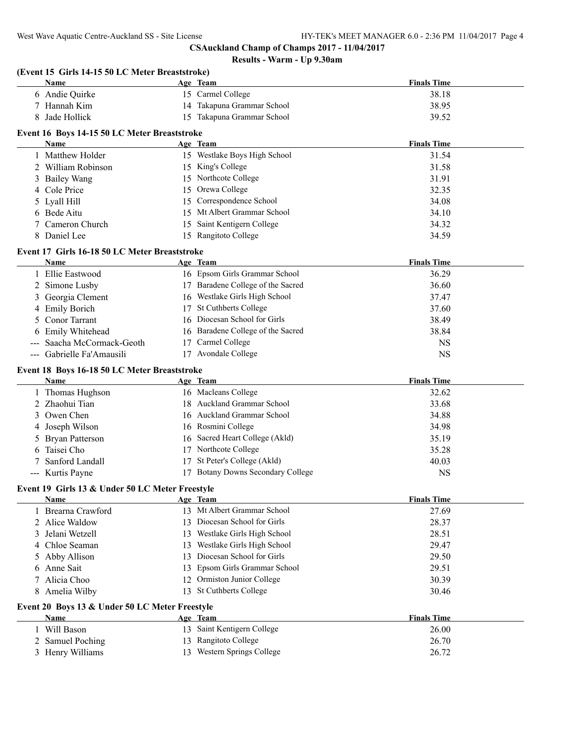**CSAuckland Champ of Champs 2017 - 11/04/2017**

**Results - Warm - Up 9.30am**

### (Event 15 Girls 14-15 50 LC Meter Breaststroke)

| | Name | Age | Team | Finals Time |
|---|---|---|---|---|
| 6 | Andie Quirke | 15 | Carmel College | 38.18 |
| 7 | Hannah Kim | 14 | Takapuna Grammar School | 38.95 |
| 8 | Jade Hollick | 15 | Takapuna Grammar School | 39.52 |

### Event 16 Boys 14-15 50 LC Meter Breaststroke

| | Name | Age | Team | Finals Time |
|---|---|---|---|---|
| 1 | Matthew Holder | 15 | Westlake Boys High School | 31.54 |
| 2 | William Robinson | 15 | King's College | 31.58 |
| 3 | Bailey Wang | 15 | Northcote College | 31.91 |
| 4 | Cole Price | 15 | Orewa College | 32.35 |
| 5 | Lyall Hill | 15 | Correspondence School | 34.08 |
| 6 | Bede Aitu | 15 | Mt Albert Grammar School | 34.10 |
| 7 | Cameron Church | 15 | Saint Kentigern College | 34.32 |
| 8 | Daniel Lee | 15 | Rangitoto College | 34.59 |

### Event 17 Girls 16-18 50 LC Meter Breaststroke

| | Name | Age | Team | Finals Time |
|---|---|---|---|---|
| 1 | Ellie Eastwood | 16 | Epsom Girls Grammar School | 36.29 |
| 2 | Simone Lusby | 17 | Baradene College of the Sacred | 36.60 |
| 3 | Georgia Clement | 16 | Westlake Girls High School | 37.47 |
| 4 | Emily Borich | 17 | St Cuthberts College | 37.60 |
| 5 | Conor Tarrant | 16 | Diocesan School for Girls | 38.49 |
| 6 | Emily Whitehead | 16 | Baradene College of the Sacred | 38.84 |
| --- | Saacha McCormack-Geoth | 17 | Carmel College | NS |
| --- | Gabrielle Fa'Amausili | 17 | Avondale College | NS |

### Event 18 Boys 16-18 50 LC Meter Breaststroke

| | Name | Age | Team | Finals Time |
|---|---|---|---|---|
| 1 | Thomas Hughson | 16 | Macleans College | 32.62 |
| 2 | Zhaohui Tian | 18 | Auckland Grammar School | 33.68 |
| 3 | Owen Chen | 16 | Auckland Grammar School | 34.88 |
| 4 | Joseph Wilson | 16 | Rosmini College | 34.98 |
| 5 | Bryan Patterson | 16 | Sacred Heart College (Akld) | 35.19 |
| 6 | Taisei Cho | 17 | Northcote College | 35.28 |
| 7 | Sanford Landall | 17 | St Peter's College (Akld) | 40.03 |
| --- | Kurtis Payne | 17 | Botany Downs Secondary College | NS |

### Event 19 Girls 13 & Under 50 LC Meter Freestyle

| | Name | Age | Team | Finals Time |
|---|---|---|---|---|
| 1 | Brearna Crawford | 13 | Mt Albert Grammar School | 27.69 |
| 2 | Alice Waldow | 13 | Diocesan School for Girls | 28.37 |
| 3 | Jelani Wetzell | 13 | Westlake Girls High School | 28.51 |
| 4 | Chloe Seaman | 13 | Westlake Girls High School | 29.47 |
| 5 | Abby Allison | 13 | Diocesan School for Girls | 29.50 |
| 6 | Anne Sait | 13 | Epsom Girls Grammar School | 29.51 |
| 7 | Alicia Choo | 12 | Ormiston Junior College | 30.39 |
| 8 | Amelia Wilby | 13 | St Cuthberts College | 30.46 |

### Event 20 Boys 13 & Under 50 LC Meter Freestyle

| | Name | Age | Team | Finals Time |
|---|---|---|---|---|
| 1 | Will Bason | 13 | Saint Kentigern College | 26.00 |
| 2 | Samuel Poching | 13 | Rangitoto College | 26.70 |
| 3 | Henry Williams | 13 | Western Springs College | 26.72 |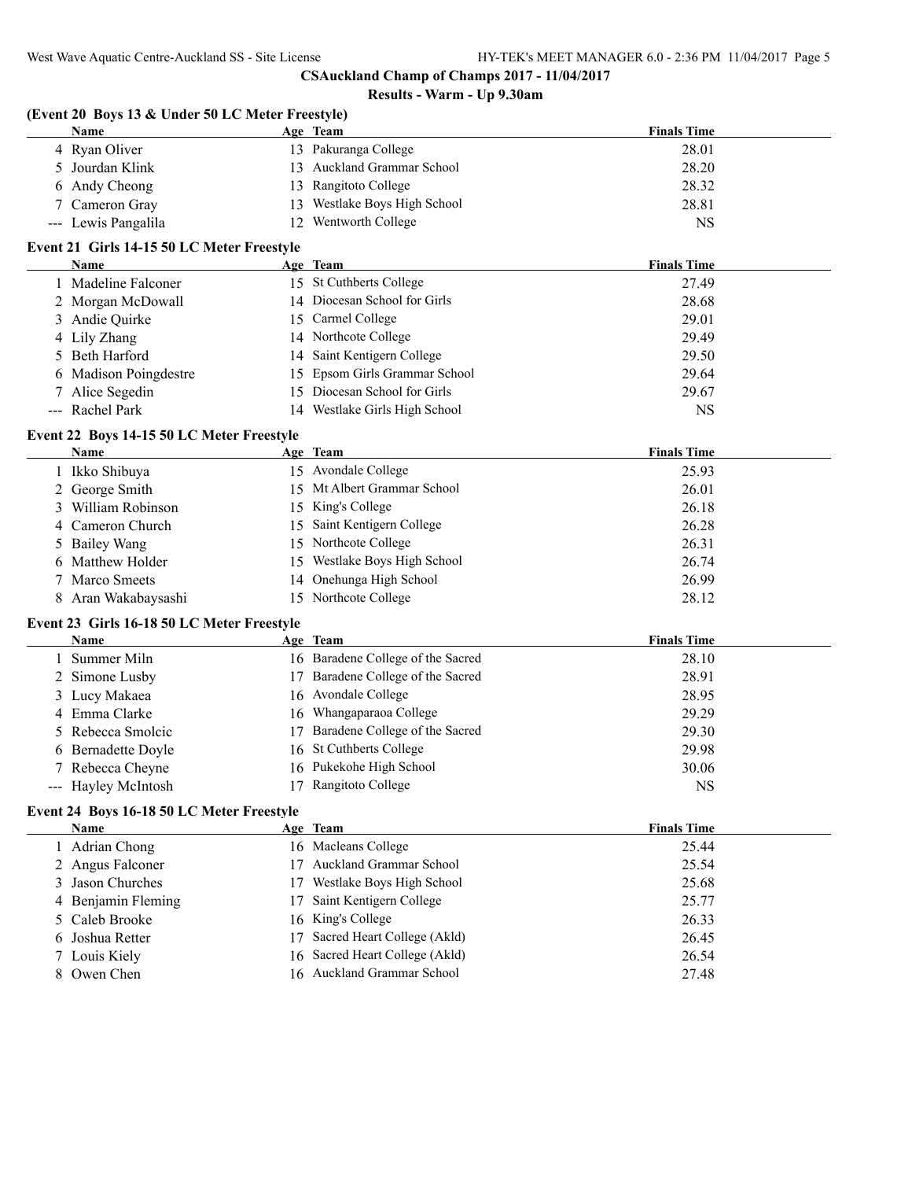## CSAuckland Champ of Champs 2017 - 11/04/2017

### Results - Warm - Up 9.30am

### (Event 20 Boys 13 & Under 50 LC Meter Freestyle)

| | Name | Age | Team | Finals Time |
|---|---|---|---|---|
| 4 | Ryan Oliver | 13 | Pakuranga College | 28.01 |
| 5 | Jourdan Klink | 13 | Auckland Grammar School | 28.20 |
| 6 | Andy Cheong | 13 | Rangitoto College | 28.32 |
| 7 | Cameron Gray | 13 | Westlake Boys High School | 28.81 |
| --- | Lewis Pangalila | 12 | Wentworth College | NS |

### Event 21 Girls 14-15 50 LC Meter Freestyle

| | Name | Age | Team | Finals Time |
|---|---|---|---|---|
| 1 | Madeline Falconer | 15 | St Cuthberts College | 27.49 |
| 2 | Morgan McDowall | 14 | Diocesan School for Girls | 28.68 |
| 3 | Andie Quirke | 15 | Carmel College | 29.01 |
| 4 | Lily Zhang | 14 | Northcote College | 29.49 |
| 5 | Beth Harford | 14 | Saint Kentigern College | 29.50 |
| 6 | Madison Poingdestre | 15 | Epsom Girls Grammar School | 29.64 |
| 7 | Alice Segedin | 15 | Diocesan School for Girls | 29.67 |
| --- | Rachel Park | 14 | Westlake Girls High School | NS |

### Event 22 Boys 14-15 50 LC Meter Freestyle

| | Name | Age | Team | Finals Time |
|---|---|---|---|---|
| 1 | Ikko Shibuya | 15 | Avondale College | 25.93 |
| 2 | George Smith | 15 | Mt Albert Grammar School | 26.01 |
| 3 | William Robinson | 15 | King's College | 26.18 |
| 4 | Cameron Church | 15 | Saint Kentigern College | 26.28 |
| 5 | Bailey Wang | 15 | Northcote College | 26.31 |
| 6 | Matthew Holder | 15 | Westlake Boys High School | 26.74 |
| 7 | Marco Smeets | 14 | Onehunga High School | 26.99 |
| 8 | Aran Wakabaysashi | 15 | Northcote College | 28.12 |

### Event 23 Girls 16-18 50 LC Meter Freestyle

| | Name | Age | Team | Finals Time |
|---|---|---|---|---|
| 1 | Summer Miln | 16 | Baradene College of the Sacred | 28.10 |
| 2 | Simone Lusby | 17 | Baradene College of the Sacred | 28.91 |
| 3 | Lucy Makaea | 16 | Avondale College | 28.95 |
| 4 | Emma Clarke | 16 | Whangaparaoa College | 29.29 |
| 5 | Rebecca Smolcic | 17 | Baradene College of the Sacred | 29.30 |
| 6 | Bernadette Doyle | 16 | St Cuthberts College | 29.98 |
| 7 | Rebecca Cheyne | 16 | Pukekohe High School | 30.06 |
| --- | Hayley McIntosh | 17 | Rangitoto College | NS |

### Event 24 Boys 16-18 50 LC Meter Freestyle

| | Name | Age | Team | Finals Time |
|---|---|---|---|---|
| 1 | Adrian Chong | 16 | Macleans College | 25.44 |
| 2 | Angus Falconer | 17 | Auckland Grammar School | 25.54 |
| 3 | Jason Churches | 17 | Westlake Boys High School | 25.68 |
| 4 | Benjamin Fleming | 17 | Saint Kentigern College | 25.77 |
| 5 | Caleb Brooke | 16 | King's College | 26.33 |
| 6 | Joshua Retter | 17 | Sacred Heart College (Akld) | 26.45 |
| 7 | Louis Kiely | 16 | Sacred Heart College (Akld) | 26.54 |
| 8 | Owen Chen | 16 | Auckland Grammar School | 27.48 |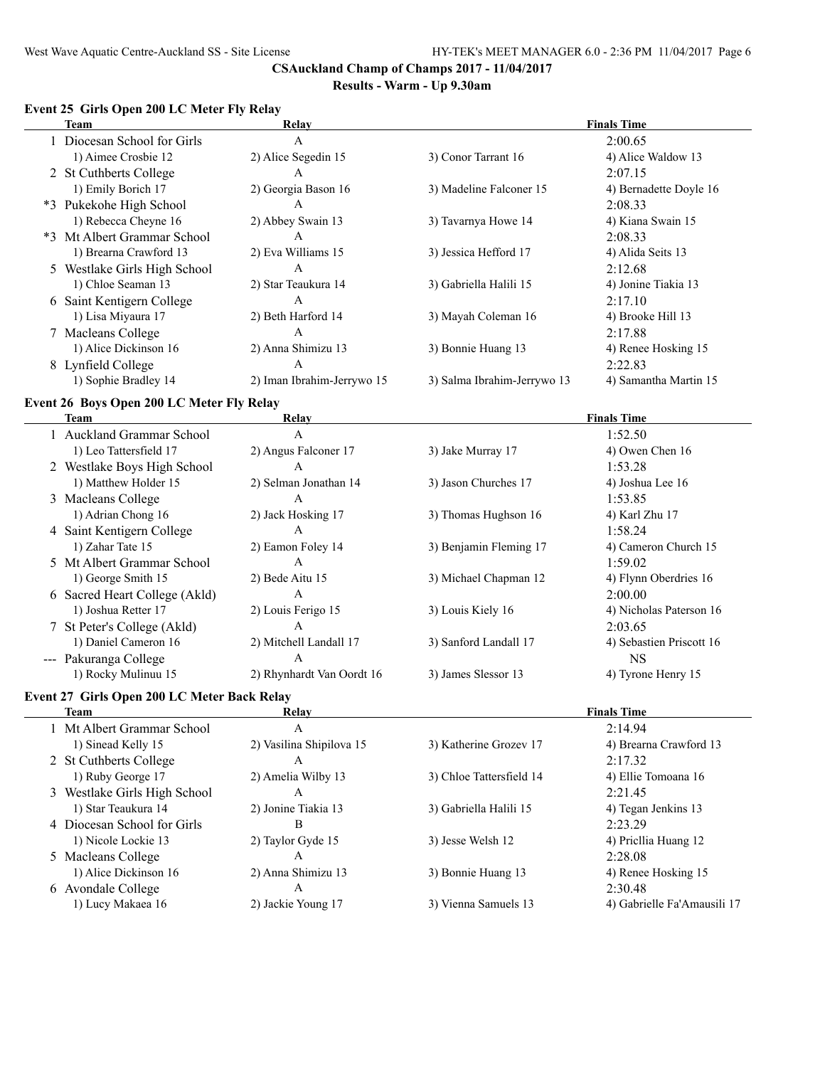## CSAuckland Champ of Champs 2017 - 11/04/2017

### Results - Warm - Up 9.30am

#### Event 25 Girls Open 200 LC Meter Fly Relay

| | Team | Relay | | Finals Time |
|---|---|---|---|---|
| 1 | Diocesan School for Girls | A | | 2:00.65 |
| | 1) Aimee Crosbie 12 | 2) Alice Segedin 15 | 3) Conor Tarrant 16 | 4) Alice Waldow 13 |
| 2 | St Cuthberts College | A | | 2:07.15 |
| | 1) Emily Borich 17 | 2) Georgia Bason 16 | 3) Madeline Falconer 15 | 4) Bernadette Doyle 16 |
| *3 | Pukekohe High School | A | | 2:08.33 |
| | 1) Rebecca Cheyne 16 | 2) Abbey Swain 13 | 3) Tavarnya Howe 14 | 4) Kiana Swain 15 |
| *3 | Mt Albert Grammar School | A | | 2:08.33 |
| | 1) Brearna Crawford 13 | 2) Eva Williams 15 | 3) Jessica Hefford 17 | 4) Alida Seits 13 |
| 5 | Westlake Girls High School | A | | 2:12.68 |
| | 1) Chloe Seaman 13 | 2) Star Teaukura 14 | 3) Gabriella Halili 15 | 4) Jonine Tiakia 13 |
| 6 | Saint Kentigern College | A | | 2:17.10 |
| | 1) Lisa Miyaura 17 | 2) Beth Harford 14 | 3) Mayah Coleman 16 | 4) Brooke Hill 13 |
| 7 | Macleans College | A | | 2:17.88 |
| | 1) Alice Dickinson 16 | 2) Anna Shimizu 13 | 3) Bonnie Huang 13 | 4) Renee Hosking 15 |
| 8 | Lynfield College | A | | 2:22.83 |
| | 1) Sophie Bradley 14 | 2) Iman Ibrahim-Jerrywo 15 | 3) Salma Ibrahim-Jerrywo 13 | 4) Samantha Martin 15 |

#### Event 26 Boys Open 200 LC Meter Fly Relay

| | Team | Relay | | Finals Time |
|---|---|---|---|---|
| 1 | Auckland Grammar School | A | | 1:52.50 |
| | 1) Leo Tattersfield 17 | 2) Angus Falconer 17 | 3) Jake Murray 17 | 4) Owen Chen 16 |
| 2 | Westlake Boys High School | A | | 1:53.28 |
| | 1) Matthew Holder 15 | 2) Selman Jonathan 14 | 3) Jason Churches 17 | 4) Joshua Lee 16 |
| 3 | Macleans College | A | | 1:53.85 |
| | 1) Adrian Chong 16 | 2) Jack Hosking 17 | 3) Thomas Hughson 16 | 4) Karl Zhu 17 |
| 4 | Saint Kentigern College | A | | 1:58.24 |
| | 1) Zahar Tate 15 | 2) Eamon Foley 14 | 3) Benjamin Fleming 17 | 4) Cameron Church 15 |
| 5 | Mt Albert Grammar School | A | | 1:59.02 |
| | 1) George Smith 15 | 2) Bede Aitu 15 | 3) Michael Chapman 12 | 4) Flynn Oberdries 16 |
| 6 | Sacred Heart College (Akld) | A | | 2:00.00 |
| | 1) Joshua Retter 17 | 2) Louis Ferigo 15 | 3) Louis Kiely 16 | 4) Nicholas Paterson 16 |
| 7 | St Peter's College (Akld) | A | | 2:03.65 |
| | 1) Daniel Cameron 16 | 2) Mitchell Landall 17 | 3) Sanford Landall 17 | 4) Sebastien Priscott 16 |
| --- | Pakuranga College | A | | NS |
| | 1) Rocky Mulinuu 15 | 2) Rhynhardt Van Oordt 16 | 3) James Slessor 13 | 4) Tyrone Henry 15 |

#### Event 27 Girls Open 200 LC Meter Back Relay

| | Team | Relay | | Finals Time |
|---|---|---|---|---|
| 1 | Mt Albert Grammar School | A | | 2:14.94 |
| | 1) Sinead Kelly 15 | 2) Vasilina Shipilova 15 | 3) Katherine Grozev 17 | 4) Brearna Crawford 13 |
| 2 | St Cuthberts College | A | | 2:17.32 |
| | 1) Ruby George 17 | 2) Amelia Wilby 13 | 3) Chloe Tattersfield 14 | 4) Ellie Tomoana 16 |
| 3 | Westlake Girls High School | A | | 2:21.45 |
| | 1) Star Teaukura 14 | 2) Jonine Tiakia 13 | 3) Gabriella Halili 15 | 4) Tegan Jenkins 13 |
| 4 | Diocesan School for Girls | B | | 2:23.29 |
| | 1) Nicole Lockie 13 | 2) Taylor Gyde 15 | 3) Jesse Welsh 12 | 4) Pricllia Huang 12 |
| 5 | Macleans College | A | | 2:28.08 |
| | 1) Alice Dickinson 16 | 2) Anna Shimizu 13 | 3) Bonnie Huang 13 | 4) Renee Hosking 15 |
| 6 | Avondale College | A | | 2:30.48 |
| | 1) Lucy Makaea 16 | 2) Jackie Young 17 | 3) Vienna Samuels 13 | 4) Gabrielle Fa'Amausili 17 |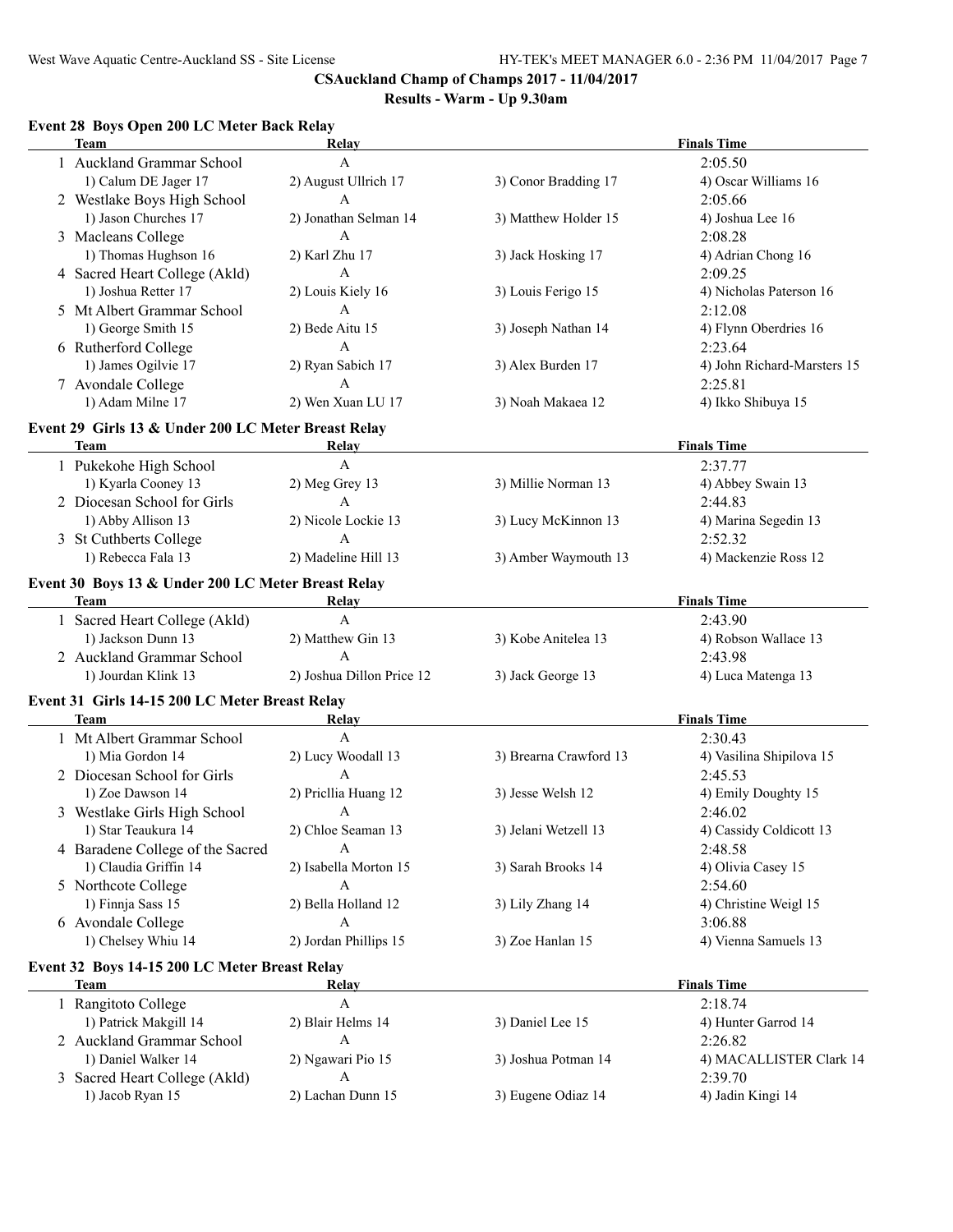## CSAuckland Champ of Champs 2017 - 11/04/2017

## Results - Warm - Up 9.30am

### Event 28 Boys Open 200 LC Meter Back Relay

| Team | Relay | | Finals Time |
|---|---|---|---|
| 1 Auckland Grammar School | A | | 2:05.50 |
| 1) Calum DE Jager 17 | 2) August Ullrich 17 | 3) Conor Bradding 17 | 4) Oscar Williams 16 |
| 2 Westlake Boys High School | A | | 2:05.66 |
| 1) Jason Churches 17 | 2) Jonathan Selman 14 | 3) Matthew Holder 15 | 4) Joshua Lee 16 |
| 3 Macleans College | A | | 2:08.28 |
| 1) Thomas Hughson 16 | 2) Karl Zhu 17 | 3) Jack Hosking 17 | 4) Adrian Chong 16 |
| 4 Sacred Heart College (Akld) | A | | 2:09.25 |
| 1) Joshua Retter 17 | 2) Louis Kiely 16 | 3) Louis Ferigo 15 | 4) Nicholas Paterson 16 |
| 5 Mt Albert Grammar School | A | | 2:12.08 |
| 1) George Smith 15 | 2) Bede Aitu 15 | 3) Joseph Nathan 14 | 4) Flynn Oberdries 16 |
| 6 Rutherford College | A | | 2:23.64 |
| 1) James Ogilvie 17 | 2) Ryan Sabich 17 | 3) Alex Burden 17 | 4) John Richard-Marsters 15 |
| 7 Avondale College | A | | 2:25.81 |
| 1) Adam Milne 17 | 2) Wen Xuan LU 17 | 3) Noah Makaea 12 | 4) Ikko Shibuya 15 |

### Event 29 Girls 13 & Under 200 LC Meter Breast Relay

| Team | Relay | | Finals Time |
|---|---|---|---|
| 1 Pukekohe High School | A | | 2:37.77 |
| 1) Kyarla Cooney 13 | 2) Meg Grey 13 | 3) Millie Norman 13 | 4) Abbey Swain 13 |
| 2 Diocesan School for Girls | A | | 2:44.83 |
| 1) Abby Allison 13 | 2) Nicole Lockie 13 | 3) Lucy McKinnon 13 | 4) Marina Segedin 13 |
| 3 St Cuthberts College | A | | 2:52.32 |
| 1) Rebecca Fala 13 | 2) Madeline Hill 13 | 3) Amber Waymouth 13 | 4) Mackenzie Ross 12 |

### Event 30 Boys 13 & Under 200 LC Meter Breast Relay

| Team | Relay | | Finals Time |
|---|---|---|---|
| 1 Sacred Heart College (Akld) | A | | 2:43.90 |
| 1) Jackson Dunn 13 | 2) Matthew Gin 13 | 3) Kobe Anitelea 13 | 4) Robson Wallace 13 |
| 2 Auckland Grammar School | A | | 2:43.98 |
| 1) Jourdan Klink 13 | 2) Joshua Dillon Price 12 | 3) Jack George 13 | 4) Luca Matenga 13 |

### Event 31 Girls 14-15 200 LC Meter Breast Relay

| Team | Relay | | Finals Time |
|---|---|---|---|
| 1 Mt Albert Grammar School | A | | 2:30.43 |
| 1) Mia Gordon 14 | 2) Lucy Woodall 13 | 3) Brearna Crawford 13 | 4) Vasilina Shipilova 15 |
| 2 Diocesan School for Girls | A | | 2:45.53 |
| 1) Zoe Dawson 14 | 2) Pricllia Huang 12 | 3) Jesse Welsh 12 | 4) Emily Doughty 15 |
| 3 Westlake Girls High School | A | | 2:46.02 |
| 1) Star Teaukura 14 | 2) Chloe Seaman 13 | 3) Jelani Wetzell 13 | 4) Cassidy Coldicott 13 |
| 4 Baradene College of the Sacred | A | | 2:48.58 |
| 1) Claudia Griffin 14 | 2) Isabella Morton 15 | 3) Sarah Brooks 14 | 4) Olivia Casey 15 |
| 5 Northcote College | A | | 2:54.60 |
| 1) Finnja Sass 15 | 2) Bella Holland 12 | 3) Lily Zhang 14 | 4) Christine Weigl 15 |
| 6 Avondale College | A | | 3:06.88 |
| 1) Chelsey Whiu 14 | 2) Jordan Phillips 15 | 3) Zoe Hanlan 15 | 4) Vienna Samuels 13 |

### Event 32 Boys 14-15 200 LC Meter Breast Relay

| Team | Relay | | Finals Time |
|---|---|---|---|
| 1 Rangitoto College | A | | 2:18.74 |
| 1) Patrick Makgill 14 | 2) Blair Helms 14 | 3) Daniel Lee 15 | 4) Hunter Garrod 14 |
| 2 Auckland Grammar School | A | | 2:26.82 |
| 1) Daniel Walker 14 | 2) Ngawari Pio 15 | 3) Joshua Potman 14 | 4) MACALLISTER Clark 14 |
| 3 Sacred Heart College (Akld) | A | | 2:39.70 |
| 1) Jacob Ryan 15 | 2) Lachan Dunn 15 | 3) Eugene Odiaz 14 | 4) Jadin Kingi 14 |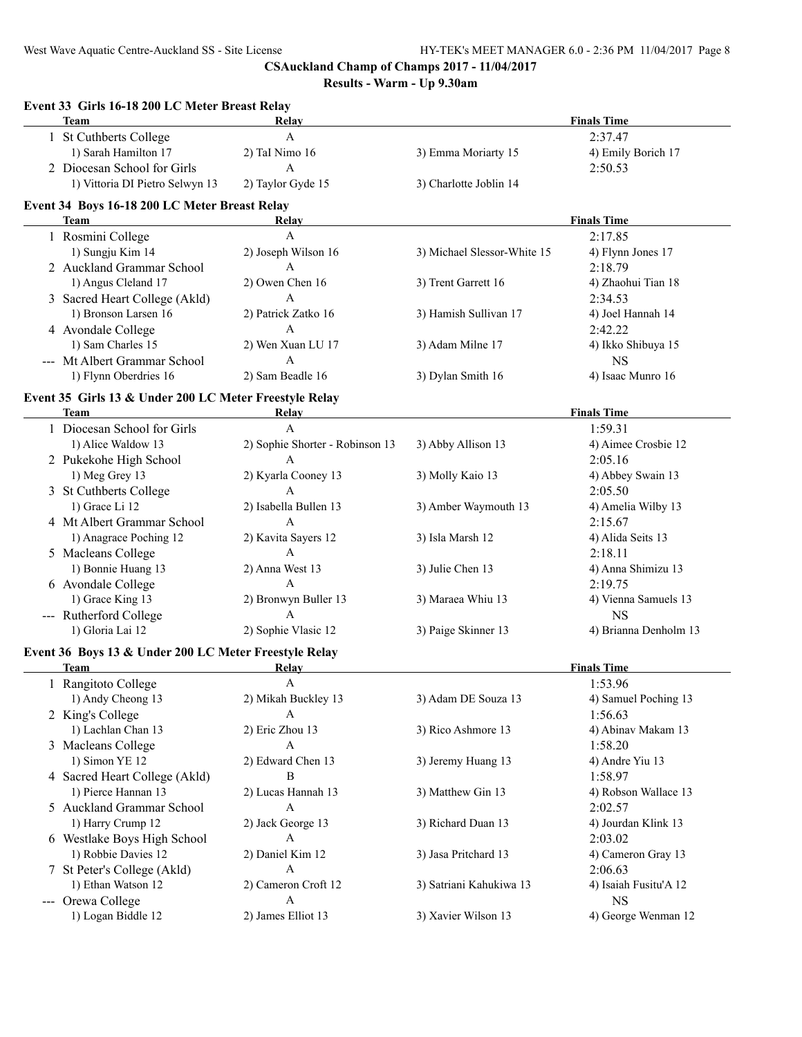**CSAuckland Champ of Champs 2017 - 11/04/2017**

**Results - Warm - Up 9.30am**

### Event 33 Girls 16-18 200 LC Meter Breast Relay

| Team | Relay | | Finals Time |
|---|---|---|---|
| 1 St Cuthberts College | A | | 2:37.47 |
| 1) Sarah Hamilton 17 | 2) TaI Nimo 16 | 3) Emma Moriarty 15 | 4) Emily Borich 17 |
| 2 Diocesan School for Girls | A | | 2:50.53 |
| 1) Vittoria DI Pietro Selwyn 13 | 2) Taylor Gyde 15 | 3) Charlotte Joblin 14 | |

### Event 34 Boys 16-18 200 LC Meter Breast Relay

| Team | Relay | | Finals Time |
|---|---|---|---|
| 1 Rosmini College | A | | 2:17.85 |
| 1) Sungju Kim 14 | 2) Joseph Wilson 16 | 3) Michael Slessor-White 15 | 4) Flynn Jones 17 |
| 2 Auckland Grammar School | A | | 2:18.79 |
| 1) Angus Cleland 17 | 2) Owen Chen 16 | 3) Trent Garrett 16 | 4) Zhaohui Tian 18 |
| 3 Sacred Heart College (Akld) | A | | 2:34.53 |
| 1) Bronson Larsen 16 | 2) Patrick Zatko 16 | 3) Hamish Sullivan 17 | 4) Joel Hannah 14 |
| 4 Avondale College | A | | 2:42.22 |
| 1) Sam Charles 15 | 2) Wen Xuan LU 17 | 3) Adam Milne 17 | 4) Ikko Shibuya 15 |
| --- Mt Albert Grammar School | A | | NS |
| 1) Flynn Oberdries 16 | 2) Sam Beadle 16 | 3) Dylan Smith 16 | 4) Isaac Munro 16 |

### Event 35 Girls 13 & Under 200 LC Meter Freestyle Relay

| Team | Relay | | Finals Time |
|---|---|---|---|
| 1 Diocesan School for Girls | A | | 1:59.31 |
| 1) Alice Waldow 13 | 2) Sophie Shorter - Robinson 13 | 3) Abby Allison 13 | 4) Aimee Crosbie 12 |
| 2 Pukekohe High School | A | | 2:05.16 |
| 1) Meg Grey 13 | 2) Kyarla Cooney 13 | 3) Molly Kaio 13 | 4) Abbey Swain 13 |
| 3 St Cuthberts College | A | | 2:05.50 |
| 1) Grace Li 12 | 2) Isabella Bullen 13 | 3) Amber Waymouth 13 | 4) Amelia Wilby 13 |
| 4 Mt Albert Grammar School | A | | 2:15.67 |
| 1) Anagrace Poching 12 | 2) Kavita Sayers 12 | 3) Isla Marsh 12 | 4) Alida Seits 13 |
| 5 Macleans College | A | | 2:18.11 |
| 1) Bonnie Huang 13 | 2) Anna West 13 | 3) Julie Chen 13 | 4) Anna Shimizu 13 |
| 6 Avondale College | A | | 2:19.75 |
| 1) Grace King 13 | 2) Bronwyn Buller 13 | 3) Maraea Whiu 13 | 4) Vienna Samuels 13 |
| --- Rutherford College | A | | NS |
| 1) Gloria Lai 12 | 2) Sophie Vlasic 12 | 3) Paige Skinner 13 | 4) Brianna Denholm 13 |

### Event 36 Boys 13 & Under 200 LC Meter Freestyle Relay

| Team | Relay | | Finals Time |
|---|---|---|---|
| 1 Rangitoto College | A | | 1:53.96 |
| 1) Andy Cheong 13 | 2) Mikah Buckley 13 | 3) Adam DE Souza 13 | 4) Samuel Poching 13 |
| 2 King's College | A | | 1:56.63 |
| 1) Lachlan Chan 13 | 2) Eric Zhou 13 | 3) Rico Ashmore 13 | 4) Abinav Makam 13 |
| 3 Macleans College | A | | 1:58.20 |
| 1) Simon YE 12 | 2) Edward Chen 13 | 3) Jeremy Huang 13 | 4) Andre Yiu 13 |
| 4 Sacred Heart College (Akld) | B | | 1:58.97 |
| 1) Pierce Hannan 13 | 2) Lucas Hannah 13 | 3) Matthew Gin 13 | 4) Robson Wallace 13 |
| 5 Auckland Grammar School | A | | 2:02.57 |
| 1) Harry Crump 12 | 2) Jack George 13 | 3) Richard Duan 13 | 4) Jourdan Klink 13 |
| 6 Westlake Boys High School | A | | 2:03.02 |
| 1) Robbie Davies 12 | 2) Daniel Kim 12 | 3) Jasa Pritchard 13 | 4) Cameron Gray 13 |
| 7 St Peter's College (Akld) | A | | 2:06.63 |
| 1) Ethan Watson 12 | 2) Cameron Croft 12 | 3) Satriani Kahukiwa 13 | 4) Isaiah Fusitu'A 12 |
| --- Orewa College | A | | NS |
| 1) Logan Biddle 12 | 2) James Elliot 13 | 3) Xavier Wilson 13 | 4) George Wenman 12 |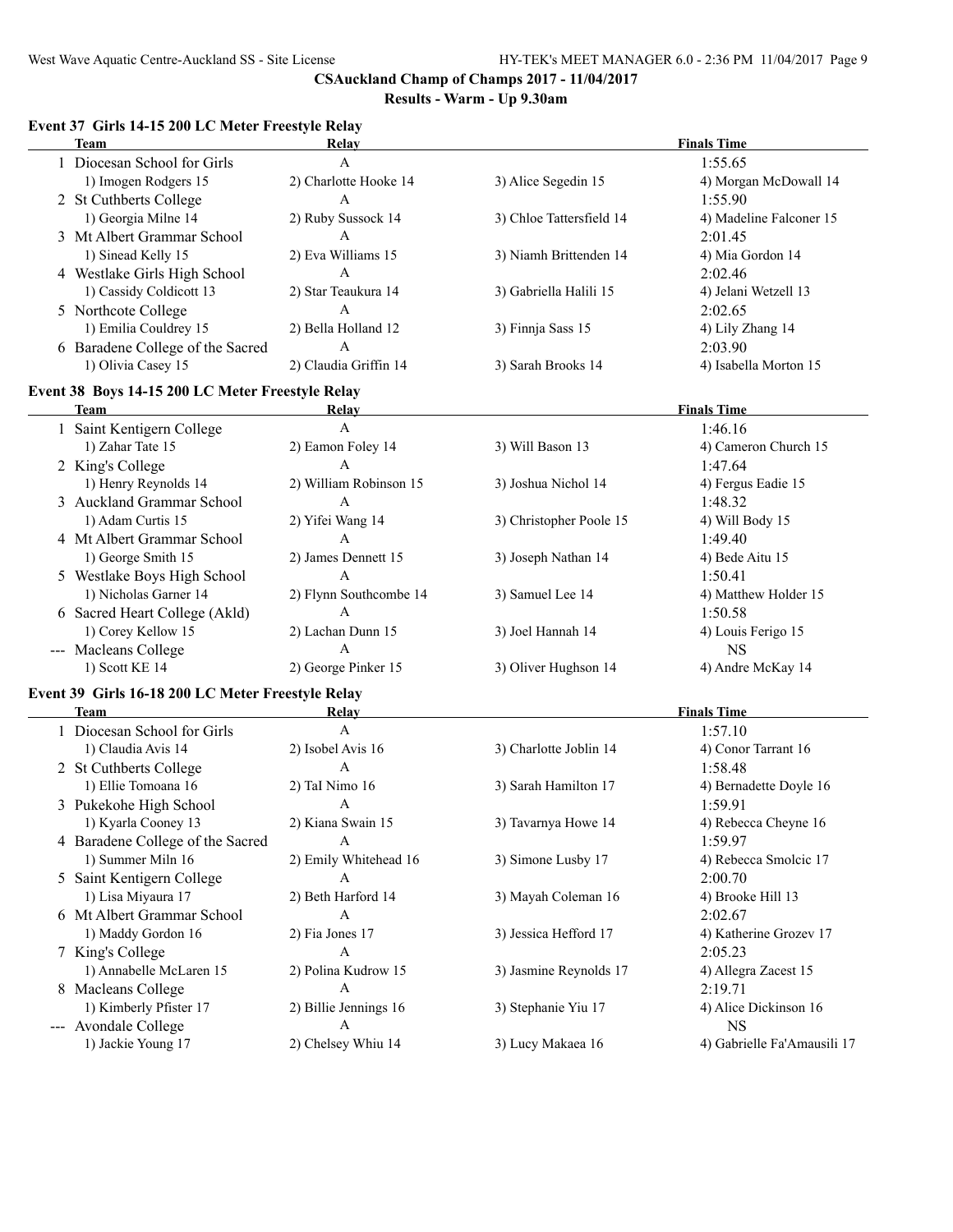**CSAuckland Champ of Champs 2017 - 11/04/2017**

**Results - Warm - Up 9.30am**

### Event 37 Girls 14-15 200 LC Meter Freestyle Relay

| | Team | Relay | | Finals Time |
|---|---|---|---|---|
| 1 | Diocesan School for Girls | A | | 1:55.65 |
| | 1) Imogen Rodgers 15 | 2) Charlotte Hooke 14 | 3) Alice Segedin 15 | 4) Morgan McDowall 14 |
| 2 | St Cuthberts College | A | | 1:55.90 |
| | 1) Georgia Milne 14 | 2) Ruby Sussock 14 | 3) Chloe Tattersfield 14 | 4) Madeline Falconer 15 |
| 3 | Mt Albert Grammar School | A | | 2:01.45 |
| | 1) Sinead Kelly 15 | 2) Eva Williams 15 | 3) Niamh Brittenden 14 | 4) Mia Gordon 14 |
| 4 | Westlake Girls High School | A | | 2:02.46 |
| | 1) Cassidy Coldicott 13 | 2) Star Teaukura 14 | 3) Gabriella Halili 15 | 4) Jelani Wetzell 13 |
| 5 | Northcote College | A | | 2:02.65 |
| | 1) Emilia Couldrey 15 | 2) Bella Holland 12 | 3) Finnja Sass 15 | 4) Lily Zhang 14 |
| 6 | Baradene College of the Sacred | A | | 2:03.90 |
| | 1) Olivia Casey 15 | 2) Claudia Griffin 14 | 3) Sarah Brooks 14 | 4) Isabella Morton 15 |

### Event 38 Boys 14-15 200 LC Meter Freestyle Relay

| | Team | Relay | | Finals Time |
|---|---|---|---|---|
| 1 | Saint Kentigern College | A | | 1:46.16 |
| | 1) Zahar Tate 15 | 2) Eamon Foley 14 | 3) Will Bason 13 | 4) Cameron Church 15 |
| 2 | King's College | A | | 1:47.64 |
| | 1) Henry Reynolds 14 | 2) William Robinson 15 | 3) Joshua Nichol 14 | 4) Fergus Eadie 15 |
| 3 | Auckland Grammar School | A | | 1:48.32 |
| | 1) Adam Curtis 15 | 2) Yifei Wang 14 | 3) Christopher Poole 15 | 4) Will Body 15 |
| 4 | Mt Albert Grammar School | A | | 1:49.40 |
| | 1) George Smith 15 | 2) James Dennett 15 | 3) Joseph Nathan 14 | 4) Bede Aitu 15 |
| 5 | Westlake Boys High School | A | | 1:50.41 |
| | 1) Nicholas Garner 14 | 2) Flynn Southcombe 14 | 3) Samuel Lee 14 | 4) Matthew Holder 15 |
| 6 | Sacred Heart College (Akld) | A | | 1:50.58 |
| | 1) Corey Kellow 15 | 2) Lachan Dunn 15 | 3) Joel Hannah 14 | 4) Louis Ferigo 15 |
| --- | Macleans College | A | | NS |
| | 1) Scott KE 14 | 2) George Pinker 15 | 3) Oliver Hughson 14 | 4) Andre McKay 14 |

### Event 39 Girls 16-18 200 LC Meter Freestyle Relay

| | Team | Relay | | Finals Time |
|---|---|---|---|---|
| 1 | Diocesan School for Girls | A | | 1:57.10 |
| | 1) Claudia Avis 14 | 2) Isobel Avis 16 | 3) Charlotte Joblin 14 | 4) Conor Tarrant 16 |
| 2 | St Cuthberts College | A | | 1:58.48 |
| | 1) Ellie Tomoana 16 | 2) TaI Nimo 16 | 3) Sarah Hamilton 17 | 4) Bernadette Doyle 16 |
| 3 | Pukekohe High School | A | | 1:59.91 |
| | 1) Kyarla Cooney 13 | 2) Kiana Swain 15 | 3) Tavarnya Howe 14 | 4) Rebecca Cheyne 16 |
| 4 | Baradene College of the Sacred | A | | 1:59.97 |
| | 1) Summer Miln 16 | 2) Emily Whitehead 16 | 3) Simone Lusby 17 | 4) Rebecca Smolcic 17 |
| 5 | Saint Kentigern College | A | | 2:00.70 |
| | 1) Lisa Miyaura 17 | 2) Beth Harford 14 | 3) Mayah Coleman 16 | 4) Brooke Hill 13 |
| 6 | Mt Albert Grammar School | A | | 2:02.67 |
| | 1) Maddy Gordon 16 | 2) Fia Jones 17 | 3) Jessica Hefford 17 | 4) Katherine Grozev 17 |
| 7 | King's College | A | | 2:05.23 |
| | 1) Annabelle McLaren 15 | 2) Polina Kudrow 15 | 3) Jasmine Reynolds 17 | 4) Allegra Zacest 15 |
| 8 | Macleans College | A | | 2:19.71 |
| | 1) Kimberly Pfister 17 | 2) Billie Jennings 16 | 3) Stephanie Yiu 17 | 4) Alice Dickinson 16 |
| --- | Avondale College | A | | NS |
| | 1) Jackie Young 17 | 2) Chelsey Whiu 14 | 3) Lucy Makaea 16 | 4) Gabrielle Fa'Amausili 17 |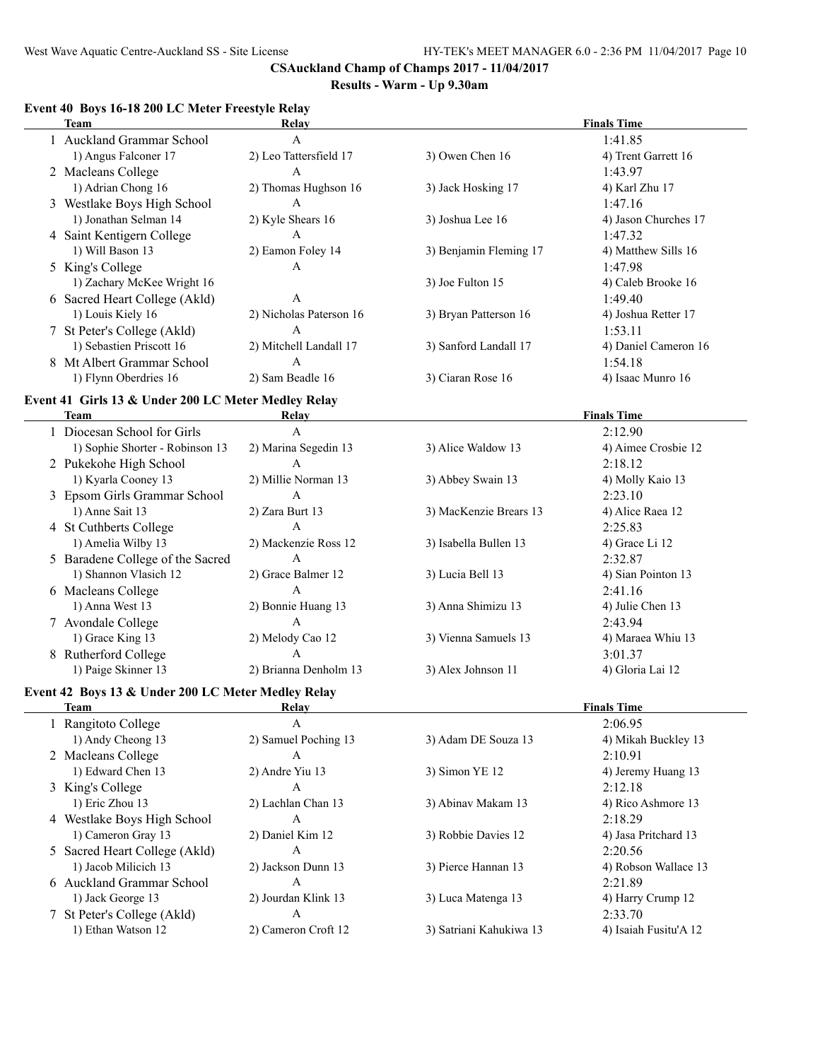**CSAuckland Champ of Champs 2017 - 11/04/2017**

**Results - Warm - Up 9.30am**

### Event 40 Boys 16-18 200 LC Meter Freestyle Relay

| Team | Relay | | Finals Time |
|---|---|---|---|
| 1 Auckland Grammar School | A | | 1:41.85 |
| 1) Angus Falconer 17 | 2) Leo Tattersfield 17 | 3) Owen Chen 16 | 4) Trent Garrett 16 |
| 2 Macleans College | A | | 1:43.97 |
| 1) Adrian Chong 16 | 2) Thomas Hughson 16 | 3) Jack Hosking 17 | 4) Karl Zhu 17 |
| 3 Westlake Boys High School | A | | 1:47.16 |
| 1) Jonathan Selman 14 | 2) Kyle Shears 16 | 3) Joshua Lee 16 | 4) Jason Churches 17 |
| 4 Saint Kentigern College | A | | 1:47.32 |
| 1) Will Bason 13 | 2) Eamon Foley 14 | 3) Benjamin Fleming 17 | 4) Matthew Sills 16 |
| 5 King's College | A | | 1:47.98 |
| 1) Zachary McKee Wright 16 | | 3) Joe Fulton 15 | 4) Caleb Brooke 16 |
| 6 Sacred Heart College (Akld) | A | | 1:49.40 |
| 1) Louis Kiely 16 | 2) Nicholas Paterson 16 | 3) Bryan Patterson 16 | 4) Joshua Retter 17 |
| 7 St Peter's College (Akld) | A | | 1:53.11 |
| 1) Sebastien Priscott 16 | 2) Mitchell Landall 17 | 3) Sanford Landall 17 | 4) Daniel Cameron 16 |
| 8 Mt Albert Grammar School | A | | 1:54.18 |
| 1) Flynn Oberdries 16 | 2) Sam Beadle 16 | 3) Ciaran Rose 16 | 4) Isaac Munro 16 |

### Event 41 Girls 13 & Under 200 LC Meter Medley Relay

| Team | Relay | | Finals Time |
|---|---|---|---|
| 1 Diocesan School for Girls | A | | 2:12.90 |
| 1) Sophie Shorter - Robinson 13 | 2) Marina Segedin 13 | 3) Alice Waldow 13 | 4) Aimee Crosbie 12 |
| 2 Pukekohe High School | A | | 2:18.12 |
| 1) Kyarla Cooney 13 | 2) Millie Norman 13 | 3) Abbey Swain 13 | 4) Molly Kaio 13 |
| 3 Epsom Girls Grammar School | A | | 2:23.10 |
| 1) Anne Sait 13 | 2) Zara Burt 13 | 3) MacKenzie Brears 13 | 4) Alice Raea 12 |
| 4 St Cuthberts College | A | | 2:25.83 |
| 1) Amelia Wilby 13 | 2) Mackenzie Ross 12 | 3) Isabella Bullen 13 | 4) Grace Li 12 |
| 5 Baradene College of the Sacred | A | | 2:32.87 |
| 1) Shannon Vlasich 12 | 2) Grace Balmer 12 | 3) Lucia Bell 13 | 4) Sian Pointon 13 |
| 6 Macleans College | A | | 2:41.16 |
| 1) Anna West 13 | 2) Bonnie Huang 13 | 3) Anna Shimizu 13 | 4) Julie Chen 13 |
| 7 Avondale College | A | | 2:43.94 |
| 1) Grace King 13 | 2) Melody Cao 12 | 3) Vienna Samuels 13 | 4) Maraea Whiu 13 |
| 8 Rutherford College | A | | 3:01.37 |
| 1) Paige Skinner 13 | 2) Brianna Denholm 13 | 3) Alex Johnson 11 | 4) Gloria Lai 12 |

### Event 42 Boys 13 & Under 200 LC Meter Medley Relay

| Team | Relay | | Finals Time |
|---|---|---|---|
| 1 Rangitoto College | A | | 2:06.95 |
| 1) Andy Cheong 13 | 2) Samuel Poching 13 | 3) Adam DE Souza 13 | 4) Mikah Buckley 13 |
| 2 Macleans College | A | | 2:10.91 |
| 1) Edward Chen 13 | 2) Andre Yiu 13 | 3) Simon YE 12 | 4) Jeremy Huang 13 |
| 3 King's College | A | | 2:12.18 |
| 1) Eric Zhou 13 | 2) Lachlan Chan 13 | 3) Abinav Makam 13 | 4) Rico Ashmore 13 |
| 4 Westlake Boys High School | A | | 2:18.29 |
| 1) Cameron Gray 13 | 2) Daniel Kim 12 | 3) Robbie Davies 12 | 4) Jasa Pritchard 13 |
| 5 Sacred Heart College (Akld) | A | | 2:20.56 |
| 1) Jacob Milicich 13 | 2) Jackson Dunn 13 | 3) Pierce Hannan 13 | 4) Robson Wallace 13 |
| 6 Auckland Grammar School | A | | 2:21.89 |
| 1) Jack George 13 | 2) Jourdan Klink 13 | 3) Luca Matenga 13 | 4) Harry Crump 12 |
| 7 St Peter's College (Akld) | A | | 2:33.70 |
| 1) Ethan Watson 12 | 2) Cameron Croft 12 | 3) Satriani Kahukiwa 13 | 4) Isaiah Fusitu'A 12 |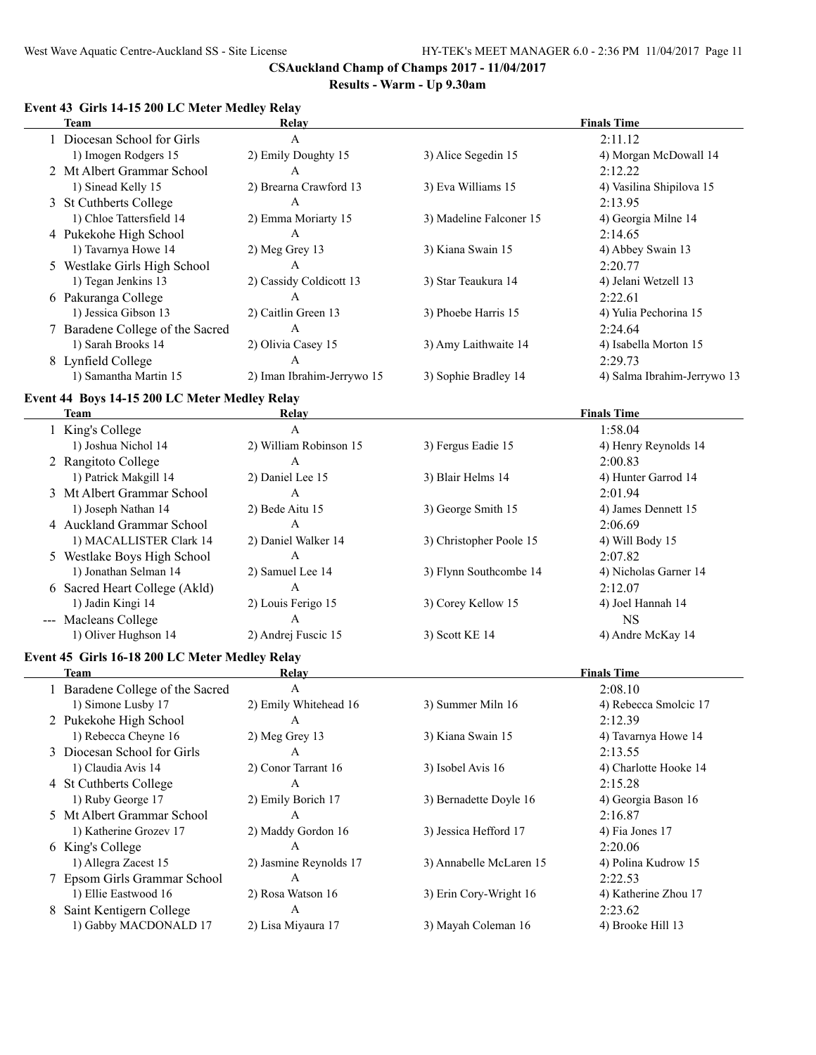**CSAuckland Champ of Champs 2017 - 11/04/2017**

**Results - Warm - Up 9.30am**

### Event 43 Girls 14-15 200 LC Meter Medley Relay

| | Team | Relay | | Finals Time |
|---|---|---|---|---|
| 1 | Diocesan School for Girls | A | | 2:11.12 |
| | 1) Imogen Rodgers 15 | 2) Emily Doughty 15 | 3) Alice Segedin 15 | 4) Morgan McDowall 14 |
| 2 | Mt Albert Grammar School | A | | 2:12.22 |
| | 1) Sinead Kelly 15 | 2) Brearna Crawford 13 | 3) Eva Williams 15 | 4) Vasilina Shipilova 15 |
| 3 | St Cuthberts College | A | | 2:13.95 |
| | 1) Chloe Tattersfield 14 | 2) Emma Moriarty 15 | 3) Madeline Falconer 15 | 4) Georgia Milne 14 |
| 4 | Pukekohe High School | A | | 2:14.65 |
| | 1) Tavarnya Howe 14 | 2) Meg Grey 13 | 3) Kiana Swain 15 | 4) Abbey Swain 13 |
| 5 | Westlake Girls High School | A | | 2:20.77 |
| | 1) Tegan Jenkins 13 | 2) Cassidy Coldicott 13 | 3) Star Teaukura 14 | 4) Jelani Wetzell 13 |
| 6 | Pakuranga College | A | | 2:22.61 |
| | 1) Jessica Gibson 13 | 2) Caitlin Green 13 | 3) Phoebe Harris 15 | 4) Yulia Pechorina 15 |
| 7 | Baradene College of the Sacred | A | | 2:24.64 |
| | 1) Sarah Brooks 14 | 2) Olivia Casey 15 | 3) Amy Laithwaite 14 | 4) Isabella Morton 15 |
| 8 | Lynfield College | A | | 2:29.73 |
| | 1) Samantha Martin 15 | 2) Iman Ibrahim-Jerrywo 15 | 3) Sophie Bradley 14 | 4) Salma Ibrahim-Jerrywo 13 |

### Event 44 Boys 14-15 200 LC Meter Medley Relay

| | Team | Relay | | Finals Time |
|---|---|---|---|---|
| 1 | King's College | A | | 1:58.04 |
| | 1) Joshua Nichol 14 | 2) William Robinson 15 | 3) Fergus Eadie 15 | 4) Henry Reynolds 14 |
| 2 | Rangitoto College | A | | 2:00.83 |
| | 1) Patrick Makgill 14 | 2) Daniel Lee 15 | 3) Blair Helms 14 | 4) Hunter Garrod 14 |
| 3 | Mt Albert Grammar School | A | | 2:01.94 |
| | 1) Joseph Nathan 14 | 2) Bede Aitu 15 | 3) George Smith 15 | 4) James Dennett 15 |
| 4 | Auckland Grammar School | A | | 2:06.69 |
| | 1) MACALLISTER Clark 14 | 2) Daniel Walker 14 | 3) Christopher Poole 15 | 4) Will Body 15 |
| 5 | Westlake Boys High School | A | | 2:07.82 |
| | 1) Jonathan Selman 14 | 2) Samuel Lee 14 | 3) Flynn Southcombe 14 | 4) Nicholas Garner 14 |
| 6 | Sacred Heart College (Akld) | A | | 2:12.07 |
| | 1) Jadin Kingi 14 | 2) Louis Ferigo 15 | 3) Corey Kellow 15 | 4) Joel Hannah 14 |
| --- | Macleans College | A | | NS |
| | 1) Oliver Hughson 14 | 2) Andrej Fuscic 15 | 3) Scott KE 14 | 4) Andre McKay 14 |

### Event 45 Girls 16-18 200 LC Meter Medley Relay

| | Team | Relay | | Finals Time |
|---|---|---|---|---|
| 1 | Baradene College of the Sacred | A | | 2:08.10 |
| | 1) Simone Lusby 17 | 2) Emily Whitehead 16 | 3) Summer Miln 16 | 4) Rebecca Smolcic 17 |
| 2 | Pukekohe High School | A | | 2:12.39 |
| | 1) Rebecca Cheyne 16 | 2) Meg Grey 13 | 3) Kiana Swain 15 | 4) Tavarnya Howe 14 |
| 3 | Diocesan School for Girls | A | | 2:13.55 |
| | 1) Claudia Avis 14 | 2) Conor Tarrant 16 | 3) Isobel Avis 16 | 4) Charlotte Hooke 14 |
| 4 | St Cuthberts College | A | | 2:15.28 |
| | 1) Ruby George 17 | 2) Emily Borich 17 | 3) Bernadette Doyle 16 | 4) Georgia Bason 16 |
| 5 | Mt Albert Grammar School | A | | 2:16.87 |
| | 1) Katherine Grozev 17 | 2) Maddy Gordon 16 | 3) Jessica Hefford 17 | 4) Fia Jones 17 |
| 6 | King's College | A | | 2:20.06 |
| | 1) Allegra Zacest 15 | 2) Jasmine Reynolds 17 | 3) Annabelle McLaren 15 | 4) Polina Kudrow 15 |
| 7 | Epsom Girls Grammar School | A | | 2:22.53 |
| | 1) Ellie Eastwood 16 | 2) Rosa Watson 16 | 3) Erin Cory-Wright 16 | 4) Katherine Zhou 17 |
| 8 | Saint Kentigern College | A | | 2:23.62 |
| | 1) Gabby MACDONALD 17 | 2) Lisa Miyaura 17 | 3) Mayah Coleman 16 | 4) Brooke Hill 13 |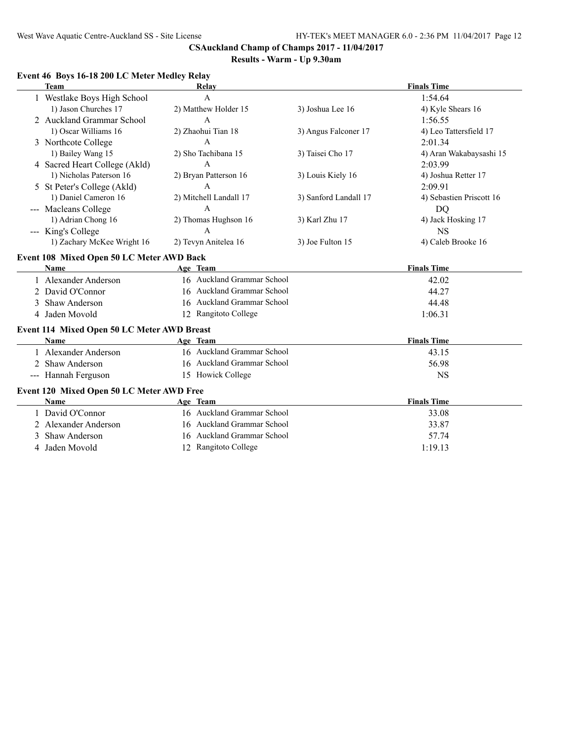**CSAuckland Champ of Champs 2017 - 11/04/2017**

**Results - Warm - Up 9.30am**

### Event 46 Boys 16-18 200 LC Meter Medley Relay

| | Team | Relay | | Finals Time |
|---|---|---|---|---|
| 1 | Westlake Boys High School | A | | 1:54.64 |
| | 1) Jason Churches 17 | 2) Matthew Holder 15 | 3) Joshua Lee 16 | 4) Kyle Shears 16 |
| 2 | Auckland Grammar School | A | | 1:56.55 |
| | 1) Oscar Williams 16 | 2) Zhaohui Tian 18 | 3) Angus Falconer 17 | 4) Leo Tattersfield 17 |
| 3 | Northcote College | A | | 2:01.34 |
| | 1) Bailey Wang 15 | 2) Sho Tachibana 15 | 3) Taisei Cho 17 | 4) Aran Wakabaysashi 15 |
| 4 | Sacred Heart College (Akld) | A | | 2:03.99 |
| | 1) Nicholas Paterson 16 | 2) Bryan Patterson 16 | 3) Louis Kiely 16 | 4) Joshua Retter 17 |
| 5 | St Peter's College (Akld) | A | | 2:09.91 |
| | 1) Daniel Cameron 16 | 2) Mitchell Landall 17 | 3) Sanford Landall 17 | 4) Sebastien Priscott 16 |
| --- | Macleans College | A | | DQ |
| | 1) Adrian Chong 16 | 2) Thomas Hughson 16 | 3) Karl Zhu 17 | 4) Jack Hosking 17 |
| --- | King's College | A | | NS |
| | 1) Zachary McKee Wright 16 | 2) Tevyn Anitelea 16 | 3) Joe Fulton 15 | 4) Caleb Brooke 16 |

### Event 108 Mixed Open 50 LC Meter AWD Back

| | Name | Age | Team | Finals Time |
|---|---|---|---|---|
| 1 | Alexander Anderson | 16 | Auckland Grammar School | 42.02 |
| 2 | David O'Connor | 16 | Auckland Grammar School | 44.27 |
| 3 | Shaw Anderson | 16 | Auckland Grammar School | 44.48 |
| 4 | Jaden Movold | 12 | Rangitoto College | 1:06.31 |

### Event 114 Mixed Open 50 LC Meter AWD Breast

| | Name | Age | Team | Finals Time |
|---|---|---|---|---|
| 1 | Alexander Anderson | 16 | Auckland Grammar School | 43.15 |
| 2 | Shaw Anderson | 16 | Auckland Grammar School | 56.98 |
| --- | Hannah Ferguson | 15 | Howick College | NS |

### Event 120 Mixed Open 50 LC Meter AWD Free

| | Name | Age | Team | Finals Time |
|---|---|---|---|---|
| 1 | David O'Connor | 16 | Auckland Grammar School | 33.08 |
| 2 | Alexander Anderson | 16 | Auckland Grammar School | 33.87 |
| 3 | Shaw Anderson | 16 | Auckland Grammar School | 57.74 |
| 4 | Jaden Movold | 12 | Rangitoto College | 1:19.13 |